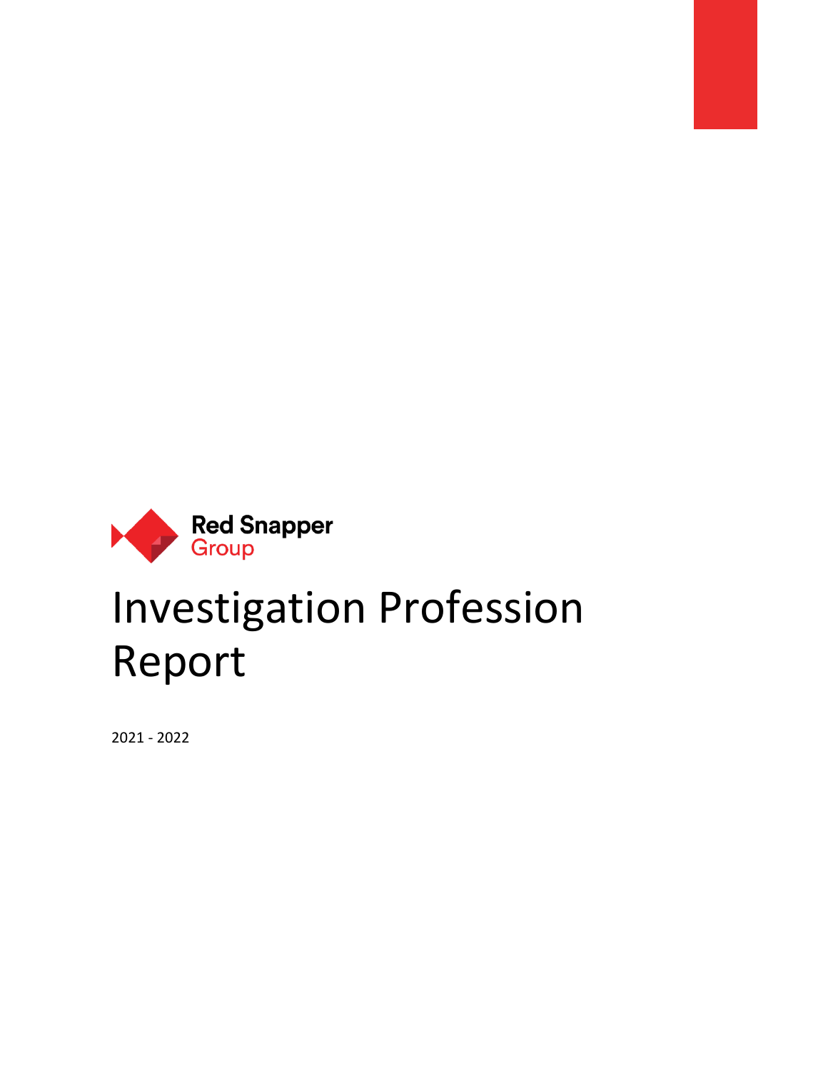Red Snapper Group

# Investigation Profession Report

2021 - 2022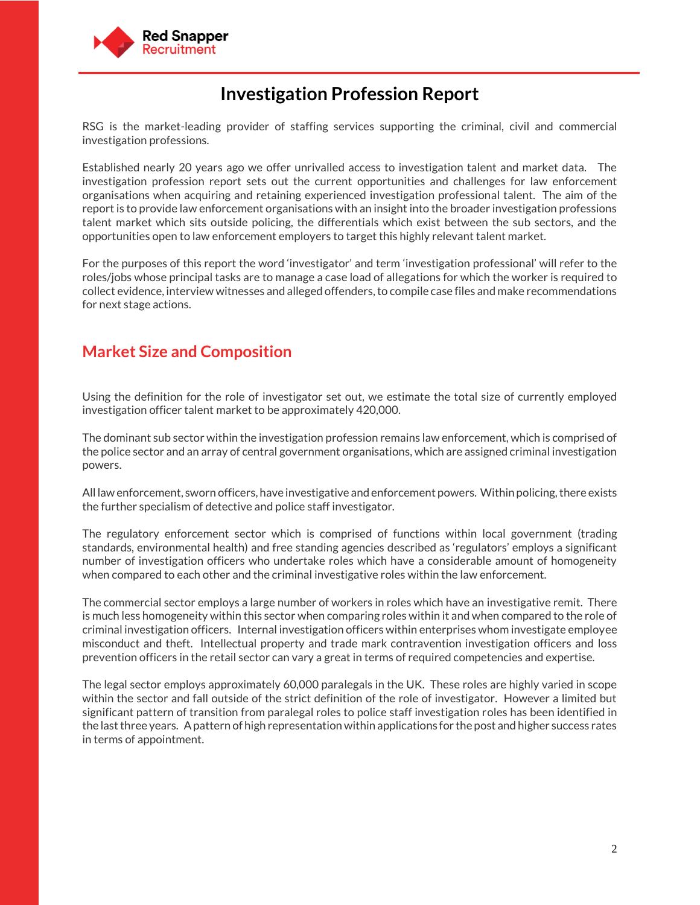# Investigation Profession Report

RSG is the market-leading provider of staffing services supporting the criminal, civil and commercial investigation professions.

Established nearly 20 years ago we offer unrivalled access to investigation talent and market data. The investigation profession report sets out the current opportunities and challenges for law enforcement organisations when acquiring and retaining experienced investigation professional talent. The aim of the report is to provide law enforcement organisations with an insight into the broader investigation professions talent market which sits outside policing, the differentials which exist between the sub sectors, and the opportunities open to law enforcement employers to target this highly relevant talent market.

For the purposes of this report the word 'investigator' and term 'investigation professional' will refer to the roles/jobs whose principal tasks are to manage a case load of allegations for which the worker is required to collect evidence, interview witnesses and alleged offenders, to compile case files and make recommendations for next stage actions.

## Market Size and Composition

Using the definition for the role of investigator set out, we estimate the total size of currently employed investigation officer talent market to be approximately 420,000.

The dominant sub sector within the investigation profession remains law enforcement, which is comprised of the police sector and an array of central government organisations, which are assigned criminal investigation powers.

All law enforcement, sworn officers, have investigative and enforcement powers. Within policing, there exists the further specialism of detective and police staff investigator.

The regulatory enforcement sector which is comprised of functions within local government (trading standards, environmental health) and free standing agencies described as 'regulators' employs a significant number of investigation officers who undertake roles which have a considerable amount of homogeneity when compared to each other and the criminal investigative roles within the law enforcement.

The commercial sector employs a large number of workers in roles which have an investigative remit. There is much less homogeneity within this sector when comparing roles within it and when compared to the role of criminal investigation officers. Internal investigation officers within enterprises whom investigate employee misconduct and theft. Intellectual property and trade mark contravention investigation officers and loss prevention officers in the retail sector can vary a great in terms of required competencies and expertise.

The legal sector employs approximately 60,000 paralegals in the UK. These roles are highly varied in scope within the sector and fall outside of the strict definition of the role of investigator. However a limited but significant pattern of transition from paralegal roles to police staff investigation roles has been identified in the last three years. A pattern of high representation within applications for the post and higher success rates in terms of appointment.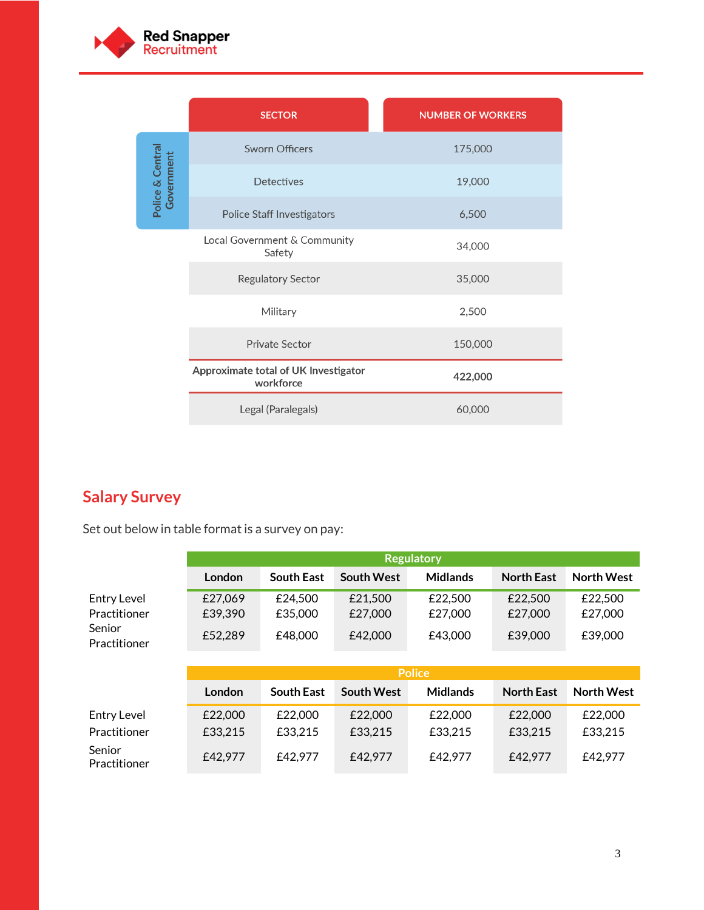| | SECTOR | NUMBER OF WORKERS |
|---|---|---|
| Police & Central Government | Sworn Officers | 175,000 |
| | Detectives | 19,000 |
| | Police Staff Investigators | 6,500 |
| | Local Government & Community Safety | 34,000 |
| | Regulatory Sector | 35,000 |
| | Military | 2,500 |
| | Private Sector | 150,000 |
| | **Approximate total of UK Investigator workforce** | **422,000** |
| | Legal (Paralegals) | 60,000 |

## Salary Survey

Set out below in table format is a survey on pay:

| | Regulatory | | | | | |
|---|---|---|---|---|---|---|
| | **London** | **South East** | **South West** | **Midlands** | **North East** | **North West** |
| Entry Level | £27,069 | £24,500 | £21,500 | £22,500 | £22,500 | £22,500 |
| Practitioner | £39,390 | £35,000 | £27,000 | £27,000 | £27,000 | £27,000 |
| Senior Practitioner | £52,289 | £48,000 | £42,000 | £43,000 | £39,000 | £39,000 |

| | Police | | | | | |
|---|---|---|---|---|---|---|
| | **London** | **South East** | **South West** | **Midlands** | **North East** | **North West** |
| Entry Level | £22,000 | £22,000 | £22,000 | £22,000 | £22,000 | £22,000 |
| Practitioner | £33,215 | £33,215 | £33,215 | £33,215 | £33,215 | £33,215 |
| Senior Practitioner | £42,977 | £42,977 | £42,977 | £42,977 | £42,977 | £42,977 |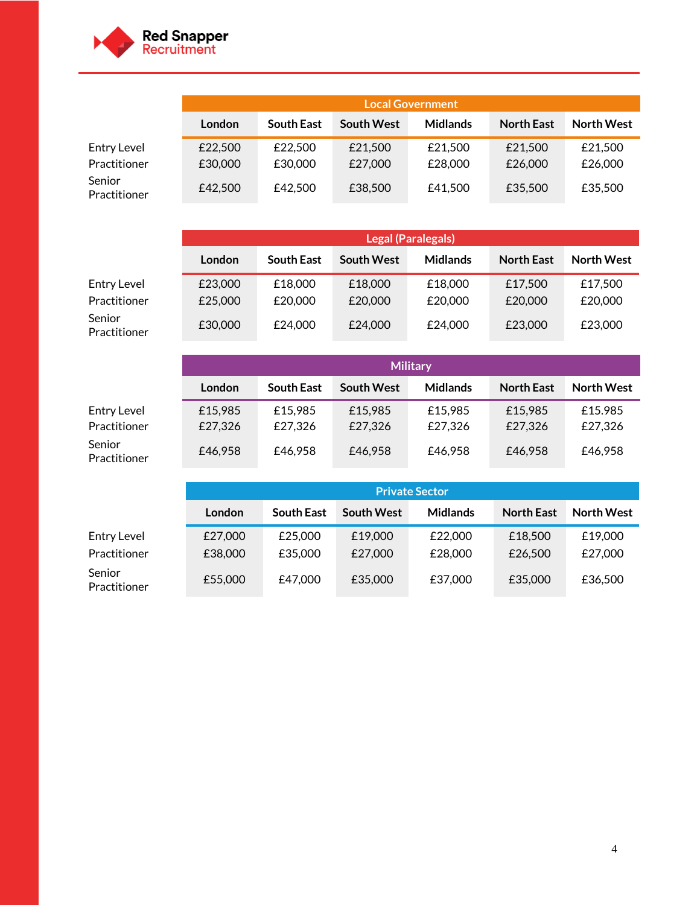| | Local Government | | | | | |
|---|---|---|---|---|---|---|
| | London | South East | South West | Midlands | North East | North West |
| Entry Level | £22,500 | £22,500 | £21,500 | £21,500 | £21,500 | £21,500 |
| Practitioner | £30,000 | £30,000 | £27,000 | £28,000 | £26,000 | £26,000 |
| Senior Practitioner | £42,500 | £42,500 | £38,500 | £41,500 | £35,500 | £35,500 |

| | Legal (Paralegals) | | | | | |
|---|---|---|---|---|---|---|
| | London | South East | South West | Midlands | North East | North West |
| Entry Level | £23,000 | £18,000 | £18,000 | £18,000 | £17,500 | £17,500 |
| Practitioner | £25,000 | £20,000 | £20,000 | £20,000 | £20,000 | £20,000 |
| Senior Practitioner | £30,000 | £24,000 | £24,000 | £24,000 | £23,000 | £23,000 |

| | Military | | | | | |
|---|---|---|---|---|---|---|
| | London | South East | South West | Midlands | North East | North West |
| Entry Level | £15,985 | £15,985 | £15,985 | £15,985 | £15,985 | £15.985 |
| Practitioner | £27,326 | £27,326 | £27,326 | £27,326 | £27,326 | £27,326 |
| Senior Practitioner | £46,958 | £46,958 | £46,958 | £46,958 | £46,958 | £46,958 |

| | Private Sector | | | | | |
|---|---|---|---|---|---|---|
| | London | South East | South West | Midlands | North East | North West |
| Entry Level | £27,000 | £25,000 | £19,000 | £22,000 | £18,500 | £19,000 |
| Practitioner | £38,000 | £35,000 | £27,000 | £28,000 | £26,500 | £27,000 |
| Senior Practitioner | £55,000 | £47,000 | £35,000 | £37,000 | £35,000 | £36,500 |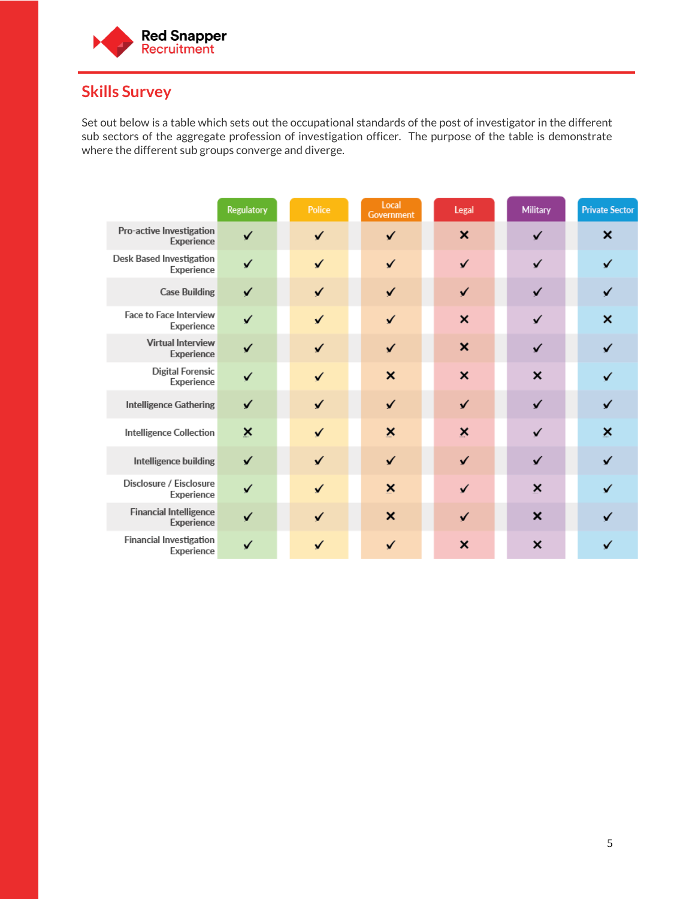## Skills Survey

Set out below is a table which sets out the occupational standards of the post of investigator in the different sub sectors of the aggregate profession of investigation officer. The purpose of the table is demonstrate where the different sub groups converge and diverge.

| | Regulatory | Police | Local Government | Legal | Military | Private Sector |
|---|---|---|---|---|---|---|
| Pro-active Investigation Experience | ✓ | ✓ | ✓ | ✗ | ✓ | ✗ |
| Desk Based Investigation Experience | ✓ | ✓ | ✓ | ✓ | ✓ | ✓ |
| Case Building | ✓ | ✓ | ✓ | ✓ | ✓ | ✓ |
| Face to Face Interview Experience | ✓ | ✓ | ✓ | ✗ | ✓ | ✗ |
| Virtual Interview Experience | ✓ | ✓ | ✓ | ✗ | ✓ | ✓ |
| Digital Forensic Experience | ✓ | ✓ | ✗ | ✗ | ✗ | ✓ |
| Intelligence Gathering | ✓ | ✓ | ✓ | ✓ | ✓ | ✓ |
| Intelligence Collection | ✗ | ✓ | ✗ | ✗ | ✓ | ✗ |
| Intelligence building | ✓ | ✓ | ✓ | ✓ | ✓ | ✓ |
| Disclosure / Eisclosure Experience | ✓ | ✓ | ✗ | ✓ | ✗ | ✓ |
| Financial Intelligence Experience | ✓ | ✓ | ✗ | ✓ | ✗ | ✓ |
| Financial Investigation Experience | ✓ | ✓ | ✓ | ✗ | ✗ | ✓ |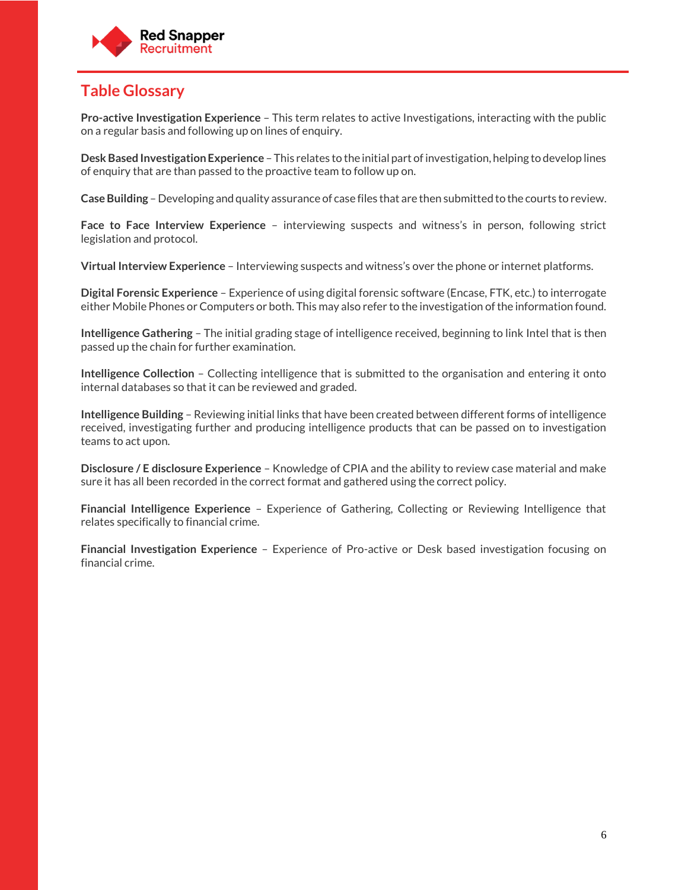## Table Glossary

**Pro-active Investigation Experience** – This term relates to active Investigations, interacting with the public on a regular basis and following up on lines of enquiry.

**Desk Based Investigation Experience** – This relates to the initial part of investigation, helping to develop lines of enquiry that are than passed to the proactive team to follow up on.

**Case Building** – Developing and quality assurance of case files that are then submitted to the courts to review.

**Face to Face Interview Experience** – interviewing suspects and witness's in person, following strict legislation and protocol.

**Virtual Interview Experience** – Interviewing suspects and witness's over the phone or internet platforms.

**Digital Forensic Experience** – Experience of using digital forensic software (Encase, FTK, etc.) to interrogate either Mobile Phones or Computers or both. This may also refer to the investigation of the information found.

**Intelligence Gathering** – The initial grading stage of intelligence received, beginning to link Intel that is then passed up the chain for further examination.

**Intelligence Collection** – Collecting intelligence that is submitted to the organisation and entering it onto internal databases so that it can be reviewed and graded.

**Intelligence Building** – Reviewing initial links that have been created between different forms of intelligence received, investigating further and producing intelligence products that can be passed on to investigation teams to act upon.

**Disclosure / E disclosure Experience** – Knowledge of CPIA and the ability to review case material and make sure it has all been recorded in the correct format and gathered using the correct policy.

**Financial Intelligence Experience** – Experience of Gathering, Collecting or Reviewing Intelligence that relates specifically to financial crime.

**Financial Investigation Experience** – Experience of Pro-active or Desk based investigation focusing on financial crime.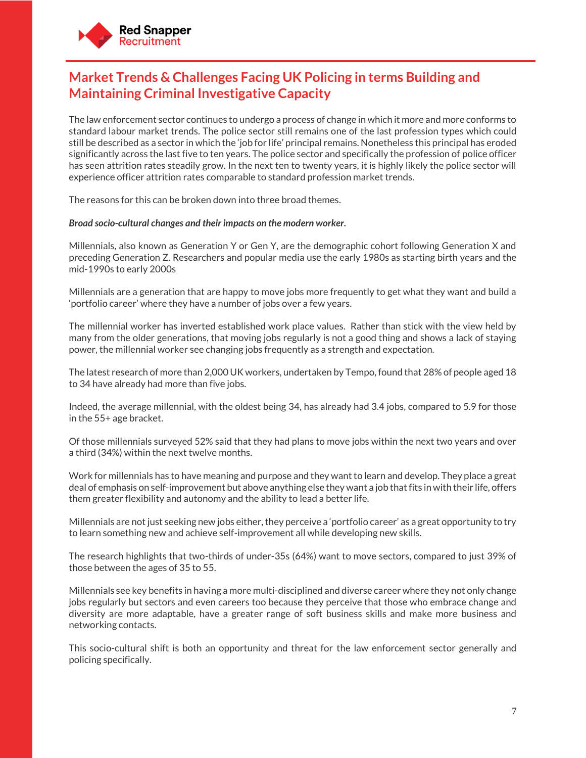## Market Trends & Challenges Facing UK Policing in terms Building and Maintaining Criminal Investigative Capacity

The law enforcement sector continues to undergo a process of change in which it more and more conforms to standard labour market trends. The police sector still remains one of the last profession types which could still be described as a sector in which the 'job for life' principal remains. Nonetheless this principal has eroded significantly across the last five to ten years. The police sector and specifically the profession of police officer has seen attrition rates steadily grow. In the next ten to twenty years, it is highly likely the police sector will experience officer attrition rates comparable to standard profession market trends.

The reasons for this can be broken down into three broad themes.

***Broad socio-cultural changes and their impacts on the modern worker.***

Millennials, also known as Generation Y or Gen Y, are the demographic cohort following Generation X and preceding Generation Z. Researchers and popular media use the early 1980s as starting birth years and the mid-1990s to early 2000s

Millennials are a generation that are happy to move jobs more frequently to get what they want and build a 'portfolio career' where they have a number of jobs over a few years.

The millennial worker has inverted established work place values. Rather than stick with the view held by many from the older generations, that moving jobs regularly is not a good thing and shows a lack of staying power, the millennial worker see changing jobs frequently as a strength and expectation.

The latest research of more than 2,000 UK workers, undertaken by Tempo, found that 28% of people aged 18 to 34 have already had more than five jobs.

Indeed, the average millennial, with the oldest being 34, has already had 3.4 jobs, compared to 5.9 for those in the 55+ age bracket.

Of those millennials surveyed 52% said that they had plans to move jobs within the next two years and over a third (34%) within the next twelve months.

Work for millennials has to have meaning and purpose and they want to learn and develop. They place a great deal of emphasis on self-improvement but above anything else they want a job that fits in with their life, offers them greater flexibility and autonomy and the ability to lead a better life.

Millennials are not just seeking new jobs either, they perceive a 'portfolio career' as a great opportunity to try to learn something new and achieve self-improvement all while developing new skills.

The research highlights that two-thirds of under-35s (64%) want to move sectors, compared to just 39% of those between the ages of 35 to 55.

Millennials see key benefits in having a more multi-disciplined and diverse career where they not only change jobs regularly but sectors and even careers too because they perceive that those who embrace change and diversity are more adaptable, have a greater range of soft business skills and make more business and networking contacts.

This socio-cultural shift is both an opportunity and threat for the law enforcement sector generally and policing specifically.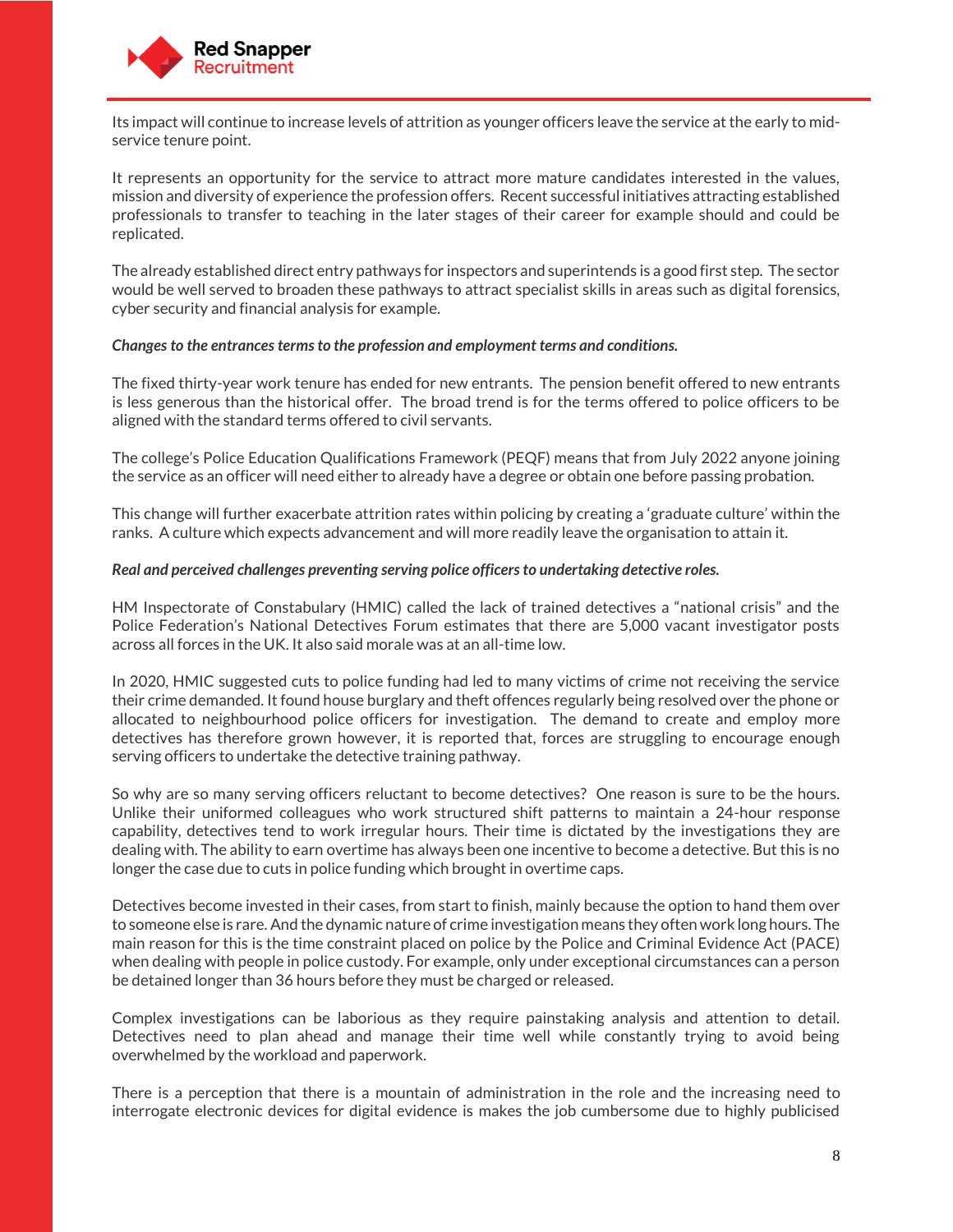Its impact will continue to increase levels of attrition as younger officers leave the service at the early to mid-service tenure point.

It represents an opportunity for the service to attract more mature candidates interested in the values, mission and diversity of experience the profession offers. Recent successful initiatives attracting established professionals to transfer to teaching in the later stages of their career for example should and could be replicated.

The already established direct entry pathways for inspectors and superintends is a good first step. The sector would be well served to broaden these pathways to attract specialist skills in areas such as digital forensics, cyber security and financial analysis for example.

***Changes to the entrances terms to the profession and employment terms and conditions.***

The fixed thirty-year work tenure has ended for new entrants. The pension benefit offered to new entrants is less generous than the historical offer. The broad trend is for the terms offered to police officers to be aligned with the standard terms offered to civil servants.

The college's Police Education Qualifications Framework (PEQF) means that from July 2022 anyone joining the service as an officer will need either to already have a degree or obtain one before passing probation.

This change will further exacerbate attrition rates within policing by creating a 'graduate culture' within the ranks. A culture which expects advancement and will more readily leave the organisation to attain it.

***Real and perceived challenges preventing serving police officers to undertaking detective roles.***

HM Inspectorate of Constabulary (HMIC) called the lack of trained detectives a "national crisis" and the Police Federation's National Detectives Forum estimates that there are 5,000 vacant investigator posts across all forces in the UK. It also said morale was at an all-time low.

In 2020, HMIC suggested cuts to police funding had led to many victims of crime not receiving the service their crime demanded. It found house burglary and theft offences regularly being resolved over the phone or allocated to neighbourhood police officers for investigation. The demand to create and employ more detectives has therefore grown however, it is reported that, forces are struggling to encourage enough serving officers to undertake the detective training pathway.

So why are so many serving officers reluctant to become detectives? One reason is sure to be the hours. Unlike their uniformed colleagues who work structured shift patterns to maintain a 24-hour response capability, detectives tend to work irregular hours. Their time is dictated by the investigations they are dealing with. The ability to earn overtime has always been one incentive to become a detective. But this is no longer the case due to cuts in police funding which brought in overtime caps.

Detectives become invested in their cases, from start to finish, mainly because the option to hand them over to someone else is rare. And the dynamic nature of crime investigation means they often work long hours. The main reason for this is the time constraint placed on police by the Police and Criminal Evidence Act (PACE) when dealing with people in police custody. For example, only under exceptional circumstances can a person be detained longer than 36 hours before they must be charged or released.

Complex investigations can be laborious as they require painstaking analysis and attention to detail. Detectives need to plan ahead and manage their time well while constantly trying to avoid being overwhelmed by the workload and paperwork.

There is a perception that there is a mountain of administration in the role and the increasing need to interrogate electronic devices for digital evidence is makes the job cumbersome due to highly publicised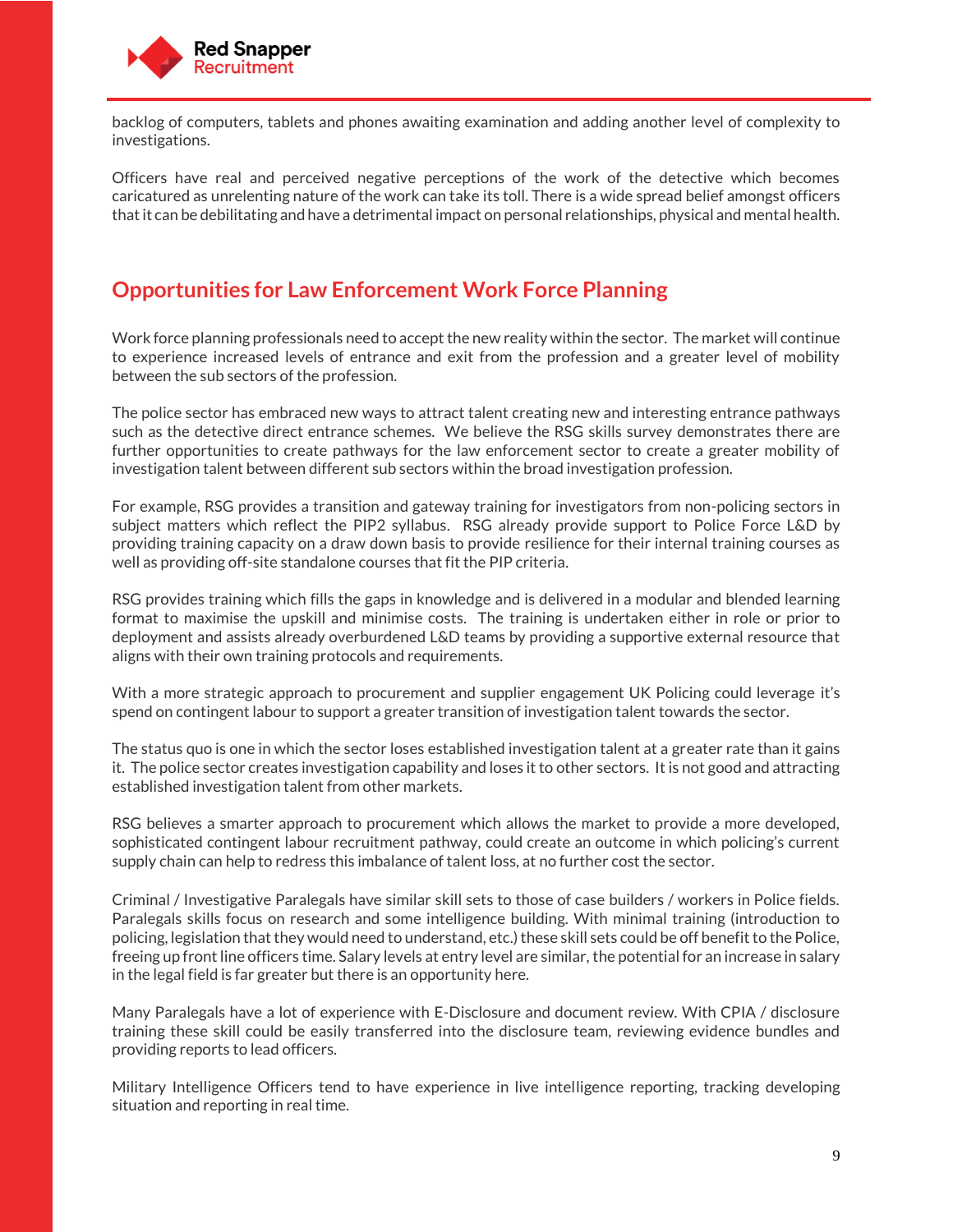backlog of computers, tablets and phones awaiting examination and adding another level of complexity to investigations.

Officers have real and perceived negative perceptions of the work of the detective which becomes caricatured as unrelenting nature of the work can take its toll. There is a wide spread belief amongst officers that it can be debilitating and have a detrimental impact on personal relationships, physical and mental health.

## Opportunities for Law Enforcement Work Force Planning

Work force planning professionals need to accept the new reality within the sector. The market will continue to experience increased levels of entrance and exit from the profession and a greater level of mobility between the sub sectors of the profession.

The police sector has embraced new ways to attract talent creating new and interesting entrance pathways such as the detective direct entrance schemes. We believe the RSG skills survey demonstrates there are further opportunities to create pathways for the law enforcement sector to create a greater mobility of investigation talent between different sub sectors within the broad investigation profession.

For example, RSG provides a transition and gateway training for investigators from non-policing sectors in subject matters which reflect the PIP2 syllabus. RSG already provide support to Police Force L&D by providing training capacity on a draw down basis to provide resilience for their internal training courses as well as providing off-site standalone courses that fit the PIP criteria.

RSG provides training which fills the gaps in knowledge and is delivered in a modular and blended learning format to maximise the upskill and minimise costs. The training is undertaken either in role or prior to deployment and assists already overburdened L&D teams by providing a supportive external resource that aligns with their own training protocols and requirements.

With a more strategic approach to procurement and supplier engagement UK Policing could leverage it's spend on contingent labour to support a greater transition of investigation talent towards the sector.

The status quo is one in which the sector loses established investigation talent at a greater rate than it gains it. The police sector creates investigation capability and loses it to other sectors. It is not good and attracting established investigation talent from other markets.

RSG believes a smarter approach to procurement which allows the market to provide a more developed, sophisticated contingent labour recruitment pathway, could create an outcome in which policing's current supply chain can help to redress this imbalance of talent loss, at no further cost the sector.

Criminal / Investigative Paralegals have similar skill sets to those of case builders / workers in Police fields. Paralegals skills focus on research and some intelligence building. With minimal training (introduction to policing, legislation that they would need to understand, etc.) these skill sets could be off benefit to the Police, freeing up front line officers time. Salary levels at entry level are similar, the potential for an increase in salary in the legal field is far greater but there is an opportunity here.

Many Paralegals have a lot of experience with E-Disclosure and document review. With CPIA / disclosure training these skill could be easily transferred into the disclosure team, reviewing evidence bundles and providing reports to lead officers.

Military Intelligence Officers tend to have experience in live intelligence reporting, tracking developing situation and reporting in real time.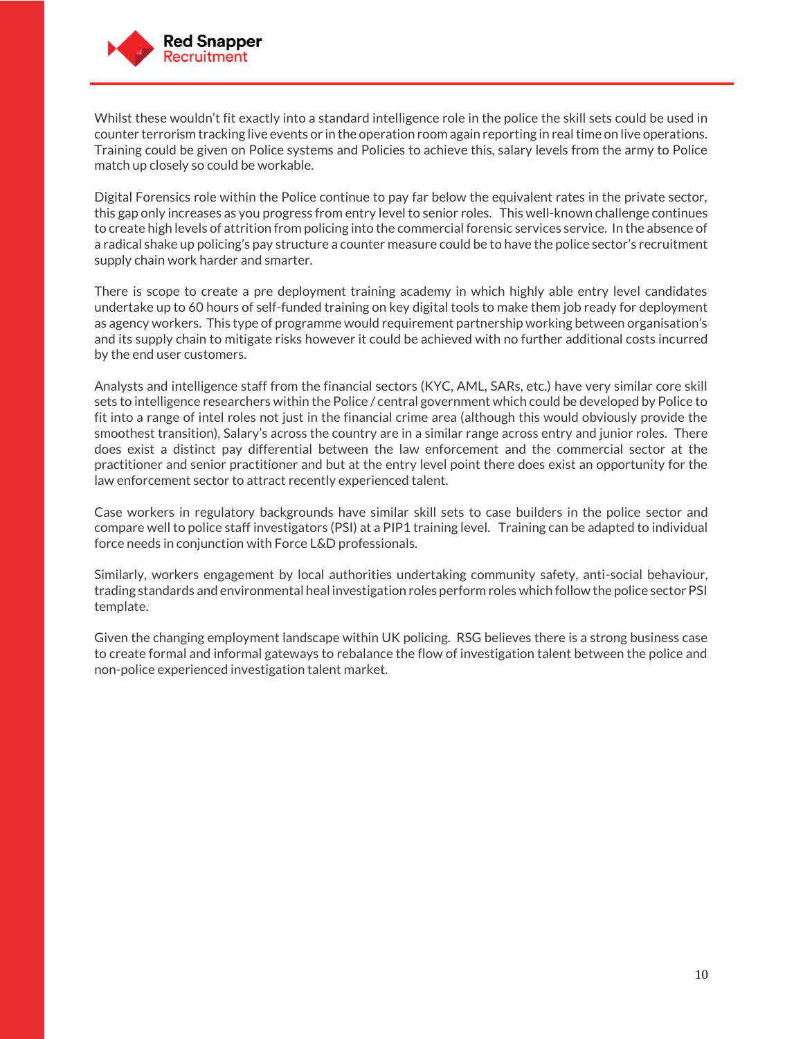Whilst these wouldn't fit exactly into a standard intelligence role in the police the skill sets could be used in counter terrorism tracking live events or in the operation room again reporting in real time on live operations. Training could be given on Police systems and Policies to achieve this, salary levels from the army to Police match up closely so could be workable.

Digital Forensics role within the Police continue to pay far below the equivalent rates in the private sector, this gap only increases as you progress from entry level to senior roles. This well-known challenge continues to create high levels of attrition from policing into the commercial forensic services service. In the absence of a radical shake up policing's pay structure a counter measure could be to have the police sector's recruitment supply chain work harder and smarter.

There is scope to create a pre deployment training academy in which highly able entry level candidates undertake up to 60 hours of self-funded training on key digital tools to make them job ready for deployment as agency workers. This type of programme would requirement partnership working between organisation's and its supply chain to mitigate risks however it could be achieved with no further additional costs incurred by the end user customers.

Analysts and intelligence staff from the financial sectors (KYC, AML, SARs, etc.) have very similar core skill sets to intelligence researchers within the Police / central government which could be developed by Police to fit into a range of intel roles not just in the financial crime area (although this would obviously provide the smoothest transition), Salary's across the country are in a similar range across entry and junior roles. There does exist a distinct pay differential between the law enforcement and the commercial sector at the practitioner and senior practitioner and but at the entry level point there does exist an opportunity for the law enforcement sector to attract recently experienced talent.

Case workers in regulatory backgrounds have similar skill sets to case builders in the police sector and compare well to police staff investigators (PSI) at a PIP1 training level. Training can be adapted to individual force needs in conjunction with Force L&D professionals.

Similarly, workers engagement by local authorities undertaking community safety, anti-social behaviour, trading standards and environmental heal investigation roles perform roles which follow the police sector PSI template.

Given the changing employment landscape within UK policing. RSG believes there is a strong business case to create formal and informal gateways to rebalance the flow of investigation talent between the police and non-police experienced investigation talent market.